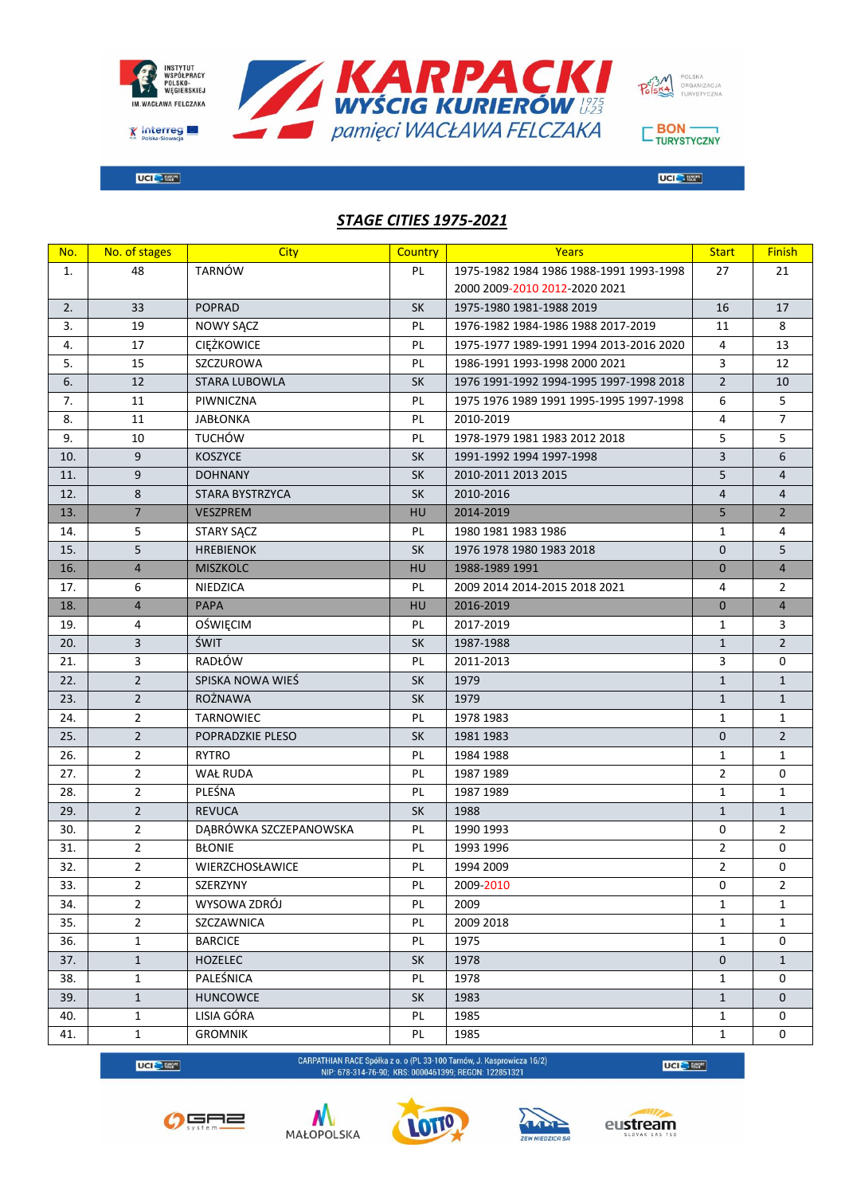# STAGE CITIES 1975-2021

| No. | No. of stages | City | Country | Years | Start | Finish |
|---|---|---|---|---|---|---|
| 1. | 48 | TARNÓW | PL | 1975-1982 1984 1986 1988-1991 1993-1998 2000 2009-2010 2012-2020 2021 | 27 | 21 |
| 2. | 33 | POPRAD | SK | 1975-1980 1981-1988 2019 | 16 | 17 |
| 3. | 19 | NOWY SĄCZ | PL | 1976-1982 1984-1986 1988 2017-2019 | 11 | 8 |
| 4. | 17 | CIĘŻKOWICE | PL | 1975-1977 1989-1991 1994 2013-2016 2020 | 4 | 13 |
| 5. | 15 | SZCZUROWA | PL | 1986-1991 1993-1998 2000 2021 | 3 | 12 |
| 6. | 12 | STARA LUBOWLA | SK | 1976 1991-1992 1994-1995 1997-1998 2018 | 2 | 10 |
| 7. | 11 | PIWNICZNA | PL | 1975 1976 1989 1991 1995-1995 1997-1998 | 6 | 5 |
| 8. | 11 | JABŁONKA | PL | 2010-2019 | 4 | 7 |
| 9. | 10 | TUCHÓW | PL | 1978-1979 1981 1983 2012 2018 | 5 | 5 |
| 10. | 9 | KOSZYCE | SK | 1991-1992 1994 1997-1998 | 3 | 6 |
| 11. | 9 | DOHNANY | SK | 2010-2011 2013 2015 | 5 | 4 |
| 12. | 8 | STARA BYSTRZYCA | SK | 2010-2016 | 4 | 4 |
| 13. | 7 | VESZPREM | HU | 2014-2019 | 5 | 2 |
| 14. | 5 | STARY SĄCZ | PL | 1980 1981 1983 1986 | 1 | 4 |
| 15. | 5 | HREBIENOK | SK | 1976 1978 1980 1983 2018 | 0 | 5 |
| 16. | 4 | MISZKOLC | HU | 1988-1989 1991 | 0 | 4 |
| 17. | 6 | NIEDZICA | PL | 2009 2014 2014-2015 2018 2021 | 4 | 2 |
| 18. | 4 | PAPA | HU | 2016-2019 | 0 | 4 |
| 19. | 4 | OŚWIĘCIM | PL | 2017-2019 | 1 | 3 |
| 20. | 3 | ŚWIT | SK | 1987-1988 | 1 | 2 |
| 21. | 3 | RADŁÓW | PL | 2011-2013 | 3 | 0 |
| 22. | 2 | SPISKA NOWA WIEŚ | SK | 1979 | 1 | 1 |
| 23. | 2 | ROŻNAWA | SK | 1979 | 1 | 1 |
| 24. | 2 | TARNOWIEC | PL | 1978 1983 | 1 | 1 |
| 25. | 2 | POPRADZKIE PLESO | SK | 1981 1983 | 0 | 2 |
| 26. | 2 | RYTRO | PL | 1984 1988 | 1 | 1 |
| 27. | 2 | WAŁ RUDA | PL | 1987 1989 | 2 | 0 |
| 28. | 2 | PLEŚNA | PL | 1987 1989 | 1 | 1 |
| 29. | 2 | REVUCA | SK | 1988 | 1 | 1 |
| 30. | 2 | DĄBRÓWKA SZCZEPANOWSKA | PL | 1990 1993 | 0 | 2 |
| 31. | 2 | BŁONIE | PL | 1993 1996 | 2 | 0 |
| 32. | 2 | WIERZCHOSŁAWICE | PL | 1994 2009 | 2 | 0 |
| 33. | 2 | SZERZYNY | PL | 2009-2010 | 0 | 2 |
| 34. | 2 | WYSOWA ZDRÓJ | PL | 2009 | 1 | 1 |
| 35. | 2 | SZCZAWNICA | PL | 2009 2018 | 1 | 1 |
| 36. | 1 | BARCICE | PL | 1975 | 1 | 0 |
| 37. | 1 | HOZELEC | SK | 1978 | 0 | 1 |
| 38. | 1 | PALEŚNICA | PL | 1978 | 1 | 0 |
| 39. | 1 | HUNCOWCE | SK | 1983 | 1 | 0 |
| 40. | 1 | LISIA GÓRA | PL | 1985 | 1 | 0 |
| 41. | 1 | GROMNIK | PL | 1985 | 1 | 0 |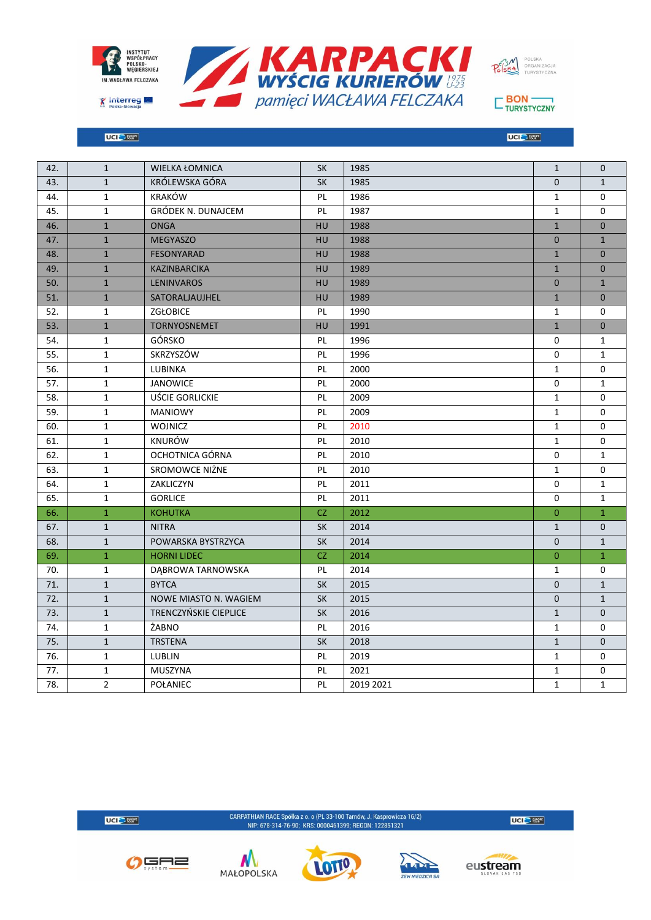| | | | | | | |
|---|---|---|---|---|---|---|
| 42. | 1 | WIELKA ŁOMNICA | SK | 1985 | 1 | 0 |
| 43. | 1 | KRÓLEWSKA GÓRA | SK | 1985 | 0 | 1 |
| 44. | 1 | KRAKÓW | PL | 1986 | 1 | 0 |
| 45. | 1 | GRÓDEK N. DUNAJCEM | PL | 1987 | 1 | 0 |
| 46. | 1 | ONGA | HU | 1988 | 1 | 0 |
| 47. | 1 | MEGYASZO | HU | 1988 | 0 | 1 |
| 48. | 1 | FESONYARAD | HU | 1988 | 1 | 0 |
| 49. | 1 | KAZINBARCIKA | HU | 1989 | 1 | 0 |
| 50. | 1 | LENINVAROS | HU | 1989 | 0 | 1 |
| 51. | 1 | SATORALJAUJHEL | HU | 1989 | 1 | 0 |
| 52. | 1 | ZGŁOBICE | PL | 1990 | 1 | 0 |
| 53. | 1 | TORNYOSNEMET | HU | 1991 | 1 | 0 |
| 54. | 1 | GÓRSKO | PL | 1996 | 0 | 1 |
| 55. | 1 | SKRZYSZÓW | PL | 1996 | 0 | 1 |
| 56. | 1 | LUBINKA | PL | 2000 | 1 | 0 |
| 57. | 1 | JANOWICE | PL | 2000 | 0 | 1 |
| 58. | 1 | UŚCIE GORLICKIE | PL | 2009 | 1 | 0 |
| 59. | 1 | MANIOWY | PL | 2009 | 1 | 0 |
| 60. | 1 | WOJNICZ | PL | 2010 | 1 | 0 |
| 61. | 1 | KNURÓW | PL | 2010 | 1 | 0 |
| 62. | 1 | OCHOTNICA GÓRNA | PL | 2010 | 0 | 1 |
| 63. | 1 | SROMOWCE NIŻNE | PL | 2010 | 1 | 0 |
| 64. | 1 | ZAKLICZYN | PL | 2011 | 0 | 1 |
| 65. | 1 | GORLICE | PL | 2011 | 0 | 1 |
| 66. | 1 | KOHUTKA | CZ | 2012 | 0 | 1 |
| 67. | 1 | NITRA | SK | 2014 | 1 | 0 |
| 68. | 1 | POWARSKA BYSTRZYCA | SK | 2014 | 0 | 1 |
| 69. | 1 | HORNI LIDEC | CZ | 2014 | 0 | 1 |
| 70. | 1 | DĄBROWA TARNOWSKA | PL | 2014 | 1 | 0 |
| 71. | 1 | BYTCA | SK | 2015 | 0 | 1 |
| 72. | 1 | NOWE MIASTO N. WAGIEM | SK | 2015 | 0 | 1 |
| 73. | 1 | TRENCZYŃSKIE CIEPLICE | SK | 2016 | 1 | 0 |
| 74. | 1 | ŻABNO | PL | 2016 | 1 | 0 |
| 75. | 1 | TRSTENA | SK | 2018 | 1 | 0 |
| 76. | 1 | LUBLIN | PL | 2019 | 1 | 0 |
| 77. | 1 | MUSZYNA | PL | 2021 | 1 | 0 |
| 78. | 2 | POŁANIEC | PL | 2019 2021 | 1 | 1 |

CARPATHIAN RACE Spółka z o. o (PL 33-100 Tarnów, J. Kasprowicza 16/2)
NIP: 678-314-76-90; KRS: 0000461399; REGON: 122851321